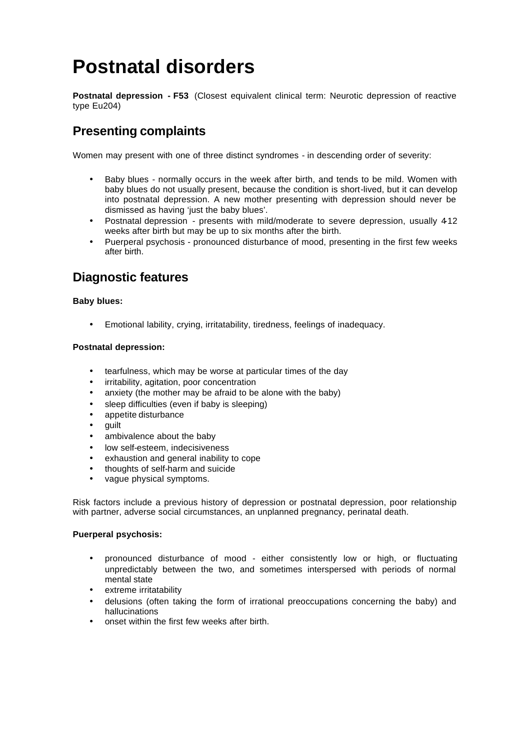# Postnatal disorders

**Postnatal depression - F53** (Closest equivalent clinical term: Neurotic depression of reactive type Eu204)

## Presenting complaints

Women may present with one of three distinct syndromes - in descending order of severity:

- Baby blues - normally occurs in the week after birth, and tends to be mild. Women with baby blues do not usually present, because the condition is short-lived, but it can develop into postnatal depression. A new mother presenting with depression should never be dismissed as having 'just the baby blues'.
- Postnatal depression - presents with mild/moderate to severe depression, usually 4-12 weeks after birth but may be up to six months after the birth.
- Puerperal psychosis - pronounced disturbance of mood, presenting in the first few weeks after birth.

## Diagnostic features

**Baby blues:**

- Emotional lability, crying, irritatability, tiredness, feelings of inadequacy.

**Postnatal depression:**

- tearfulness, which may be worse at particular times of the day
- irritability, agitation, poor concentration
- anxiety (the mother may be afraid to be alone with the baby)
- sleep difficulties (even if baby is sleeping)
- appetite disturbance
- guilt
- ambivalence about the baby
- low self-esteem, indecisiveness
- exhaustion and general inability to cope
- thoughts of self-harm and suicide
- vague physical symptoms.

Risk factors include a previous history of depression or postnatal depression, poor relationship with partner, adverse social circumstances, an unplanned pregnancy, perinatal death.

**Puerperal psychosis:**

- pronounced disturbance of mood - either consistently low or high, or fluctuating unpredictably between the two, and sometimes interspersed with periods of normal mental state
- extreme irritatability
- delusions (often taking the form of irrational preoccupations concerning the baby) and hallucinations
- onset within the first few weeks after birth.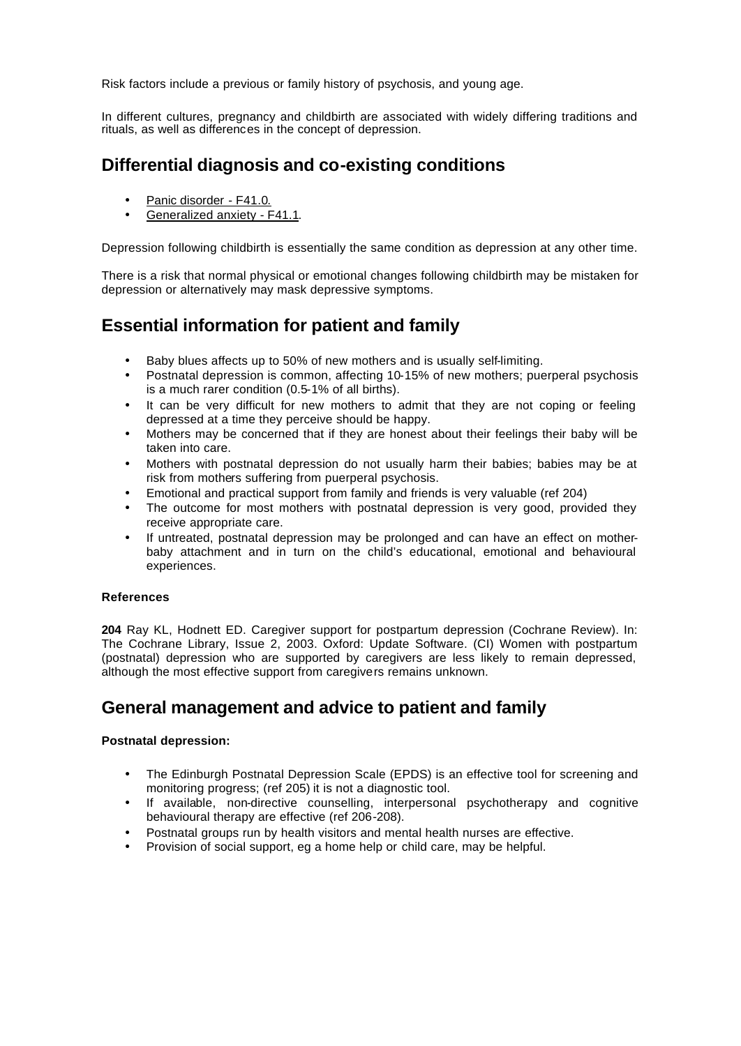Risk factors include a previous or family history of psychosis, and young age.

In different cultures, pregnancy and childbirth are associated with widely differing traditions and rituals, as well as differences in the concept of depression.

## Differential diagnosis and co-existing conditions

- Panic disorder - F41.0.
- Generalized anxiety - F41.1.

Depression following childbirth is essentially the same condition as depression at any other time.

There is a risk that normal physical or emotional changes following childbirth may be mistaken for depression or alternatively may mask depressive symptoms.

## Essential information for patient and family

- Baby blues affects up to 50% of new mothers and is usually self-limiting.
- Postnatal depression is common, affecting 10-15% of new mothers; puerperal psychosis is a much rarer condition (0.5-1% of all births).
- It can be very difficult for new mothers to admit that they are not coping or feeling depressed at a time they perceive should be happy.
- Mothers may be concerned that if they are honest about their feelings their baby will be taken into care.
- Mothers with postnatal depression do not usually harm their babies; babies may be at risk from mothers suffering from puerperal psychosis.
- Emotional and practical support from family and friends is very valuable (ref 204)
- The outcome for most mothers with postnatal depression is very good, provided they receive appropriate care.
- If untreated, postnatal depression may be prolonged and can have an effect on mother-baby attachment and in turn on the child's educational, emotional and behavioural experiences.

**References**

**204** Ray KL, Hodnett ED. Caregiver support for postpartum depression (Cochrane Review). In: The Cochrane Library, Issue 2, 2003. Oxford: Update Software. (CI) Women with postpartum (postnatal) depression who are supported by caregivers are less likely to remain depressed, although the most effective support from caregivers remains unknown.

## General management and advice to patient and family

**Postnatal depression:**

- The Edinburgh Postnatal Depression Scale (EPDS) is an effective tool for screening and monitoring progress; (ref 205) it is not a diagnostic tool.
- If available, non-directive counselling, interpersonal psychotherapy and cognitive behavioural therapy are effective (ref 206-208).
- Postnatal groups run by health visitors and mental health nurses are effective.
- Provision of social support, eg a home help or child care, may be helpful.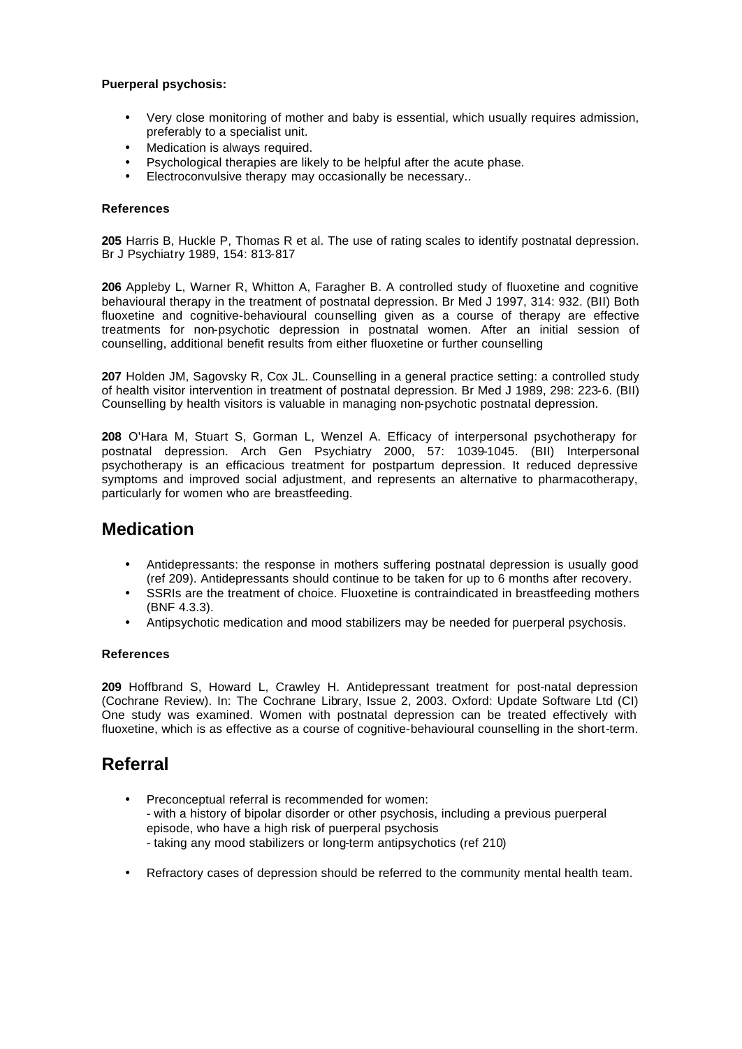**Puerperal psychosis:**

- Very close monitoring of mother and baby is essential, which usually requires admission, preferably to a specialist unit.
- Medication is always required.
- Psychological therapies are likely to be helpful after the acute phase.
- Electroconvulsive therapy may occasionally be necessary..

**References**

**205** Harris B, Huckle P, Thomas R et al. The use of rating scales to identify postnatal depression. Br J Psychiatry 1989, 154: 813-817

**206** Appleby L, Warner R, Whitton A, Faragher B. A controlled study of fluoxetine and cognitive behavioural therapy in the treatment of postnatal depression. Br Med J 1997, 314: 932. (BII) Both fluoxetine and cognitive-behavioural counselling given as a course of therapy are effective treatments for non-psychotic depression in postnatal women. After an initial session of counselling, additional benefit results from either fluoxetine or further counselling

**207** Holden JM, Sagovsky R, Cox JL. Counselling in a general practice setting: a controlled study of health visitor intervention in treatment of postnatal depression. Br Med J 1989, 298: 223-6. (BII) Counselling by health visitors is valuable in managing non-psychotic postnatal depression.

**208** O'Hara M, Stuart S, Gorman L, Wenzel A. Efficacy of interpersonal psychotherapy for postnatal depression. Arch Gen Psychiatry 2000, 57: 1039-1045. (BII) Interpersonal psychotherapy is an efficacious treatment for postpartum depression. It reduced depressive symptoms and improved social adjustment, and represents an alternative to pharmacotherapy, particularly for women who are breastfeeding.

## Medication

- Antidepressants: the response in mothers suffering postnatal depression is usually good (ref 209). Antidepressants should continue to be taken for up to 6 months after recovery.
- SSRIs are the treatment of choice. Fluoxetine is contraindicated in breastfeeding mothers (BNF 4.3.3).
- Antipsychotic medication and mood stabilizers may be needed for puerperal psychosis.

**References**

**209** Hoffbrand S, Howard L, Crawley H. Antidepressant treatment for post-natal depression (Cochrane Review). In: The Cochrane Library, Issue 2, 2003. Oxford: Update Software Ltd (CI) One study was examined. Women with postnatal depression can be treated effectively with fluoxetine, which is as effective as a course of cognitive-behavioural counselling in the short-term.

## Referral

- Preconceptual referral is recommended for women:
  - with a history of bipolar disorder or other psychosis, including a previous puerperal episode, who have a high risk of puerperal psychosis
  - taking any mood stabilizers or long-term antipsychotics (ref 210)

- Refractory cases of depression should be referred to the community mental health team.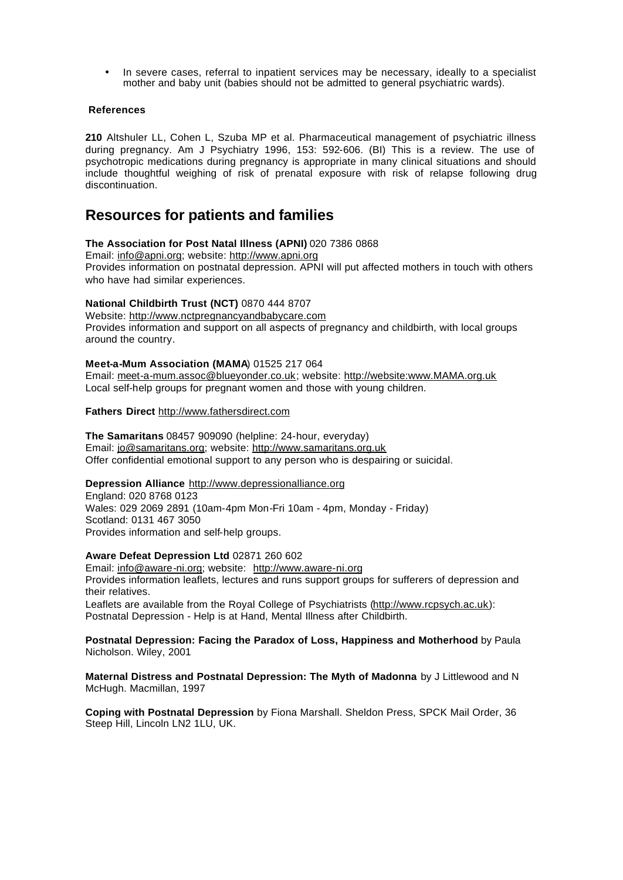- In severe cases, referral to inpatient services may be necessary, ideally to a specialist mother and baby unit (babies should not be admitted to general psychiatric wards).

**References**

**210** Altshuler LL, Cohen L, Szuba MP et al. Pharmaceutical management of psychiatric illness during pregnancy. Am J Psychiatry 1996, 153: 592-606. (BI) This is a review. The use of psychotropic medications during pregnancy is appropriate in many clinical situations and should include thoughtful weighing of risk of prenatal exposure with risk of relapse following drug discontinuation.

## Resources for patients and families

**The Association for Post Natal Illness (APNI)** 020 7386 0868
Email: info@apni.org; website: http://www.apni.org
Provides information on postnatal depression. APNI will put affected mothers in touch with others who have had similar experiences.

**National Childbirth Trust (NCT)** 0870 444 8707
Website: http://www.nctpregnancyandbabycare.com
Provides information and support on all aspects of pregnancy and childbirth, with local groups around the country.

**Meet-a-Mum Association (MAMA**) 01525 217 064
Email: meet-a-mum.assoc@blueyonder.co.uk; website: http://website:www.MAMA.org.uk
Local self-help groups for pregnant women and those with young children.

**Fathers Direct** http://www.fathersdirect.com

**The Samaritans** 08457 909090 (helpline: 24-hour, everyday)
Email: jo@samaritans.org; website: http://www.samaritans.org.uk
Offer confidential emotional support to any person who is despairing or suicidal.

**Depression Alliance** http://www.depressionalliance.org
England: 020 8768 0123
Wales: 029 2069 2891 (10am-4pm Mon-Fri 10am - 4pm, Monday - Friday)
Scotland: 0131 467 3050
Provides information and self-help groups.

**Aware Defeat Depression Ltd** 02871 260 602
Email: info@aware-ni.org; website: http://www.aware-ni.org
Provides information leaflets, lectures and runs support groups for sufferers of depression and their relatives.
Leaflets are available from the Royal College of Psychiatrists (http://www.rcpsych.ac.uk): Postnatal Depression - Help is at Hand, Mental Illness after Childbirth.

**Postnatal Depression: Facing the Paradox of Loss, Happiness and Motherhood** by Paula Nicholson. Wiley, 2001

**Maternal Distress and Postnatal Depression: The Myth of Madonna** by J Littlewood and N McHugh. Macmillan, 1997

**Coping with Postnatal Depression** by Fiona Marshall. Sheldon Press, SPCK Mail Order, 36 Steep Hill, Lincoln LN2 1LU, UK.